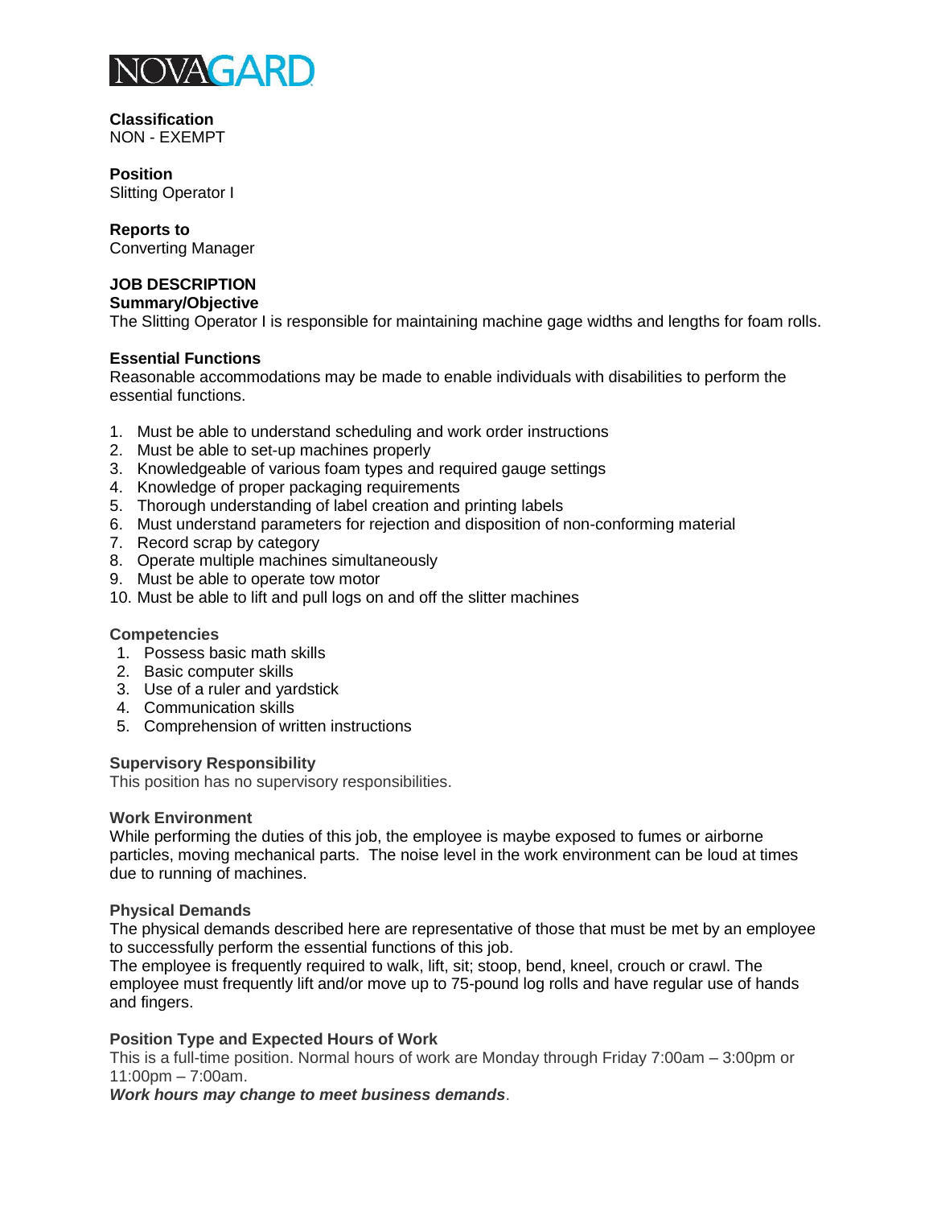NOVAGARD

**Classification**
NON - EXEMPT

**Position**
Slitting Operator I

**Reports to**
Converting Manager

## JOB DESCRIPTION

**Summary/Objective**
The Slitting Operator I is responsible for maintaining machine gage widths and lengths for foam rolls.

**Essential Functions**
Reasonable accommodations may be made to enable individuals with disabilities to perform the essential functions.

1. Must be able to understand scheduling and work order instructions
2. Must be able to set-up machines properly
3. Knowledgeable of various foam types and required gauge settings
4. Knowledge of proper packaging requirements
5. Thorough understanding of label creation and printing labels
6. Must understand parameters for rejection and disposition of non-conforming material
7. Record scrap by category
8. Operate multiple machines simultaneously
9. Must be able to operate tow motor
10. Must be able to lift and pull logs on and off the slitter machines

**Competencies**

1. Possess basic math skills
2. Basic computer skills
3. Use of a ruler and yardstick
4. Communication skills
5. Comprehension of written instructions

**Supervisory Responsibility**
This position has no supervisory responsibilities.

**Work Environment**
While performing the duties of this job, the employee is maybe exposed to fumes or airborne particles, moving mechanical parts. The noise level in the work environment can be loud at times due to running of machines.

**Physical Demands**
The physical demands described here are representative of those that must be met by an employee to successfully perform the essential functions of this job.
The employee is frequently required to walk, lift, sit; stoop, bend, kneel, crouch or crawl. The employee must frequently lift and/or move up to 75-pound log rolls and have regular use of hands and fingers.

**Position Type and Expected Hours of Work**
This is a full-time position. Normal hours of work are Monday through Friday 7:00am – 3:00pm or 11:00pm – 7:00am.
***Work hours may change to meet business demands***.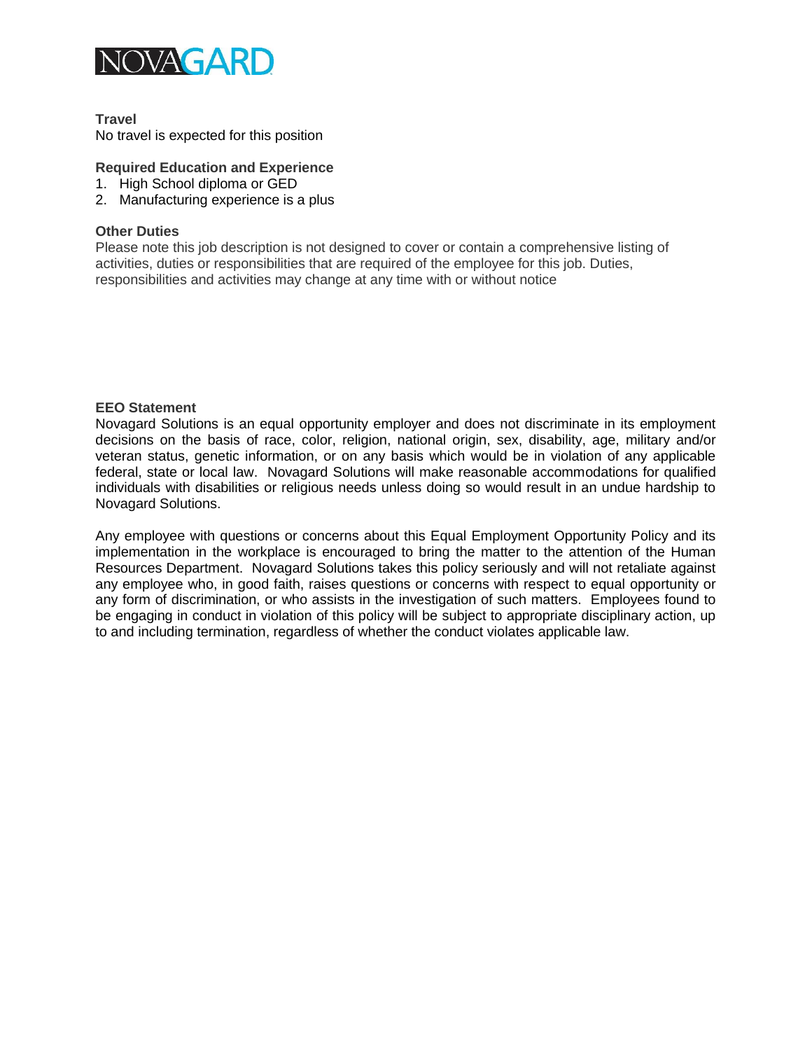**Travel**
No travel is expected for this position

**Required Education and Experience**

1. High School diploma or GED
2. Manufacturing experience is a plus

**Other Duties**
Please note this job description is not designed to cover or contain a comprehensive listing of activities, duties or responsibilities that are required of the employee for this job. Duties, responsibilities and activities may change at any time with or without notice

**EEO Statement**
Novagard Solutions is an equal opportunity employer and does not discriminate in its employment decisions on the basis of race, color, religion, national origin, sex, disability, age, military and/or veteran status, genetic information, or on any basis which would be in violation of any applicable federal, state or local law. Novagard Solutions will make reasonable accommodations for qualified individuals with disabilities or religious needs unless doing so would result in an undue hardship to Novagard Solutions.

Any employee with questions or concerns about this Equal Employment Opportunity Policy and its implementation in the workplace is encouraged to bring the matter to the attention of the Human Resources Department. Novagard Solutions takes this policy seriously and will not retaliate against any employee who, in good faith, raises questions or concerns with respect to equal opportunity or any form of discrimination, or who assists in the investigation of such matters. Employees found to be engaging in conduct in violation of this policy will be subject to appropriate disciplinary action, up to and including termination, regardless of whether the conduct violates applicable law.